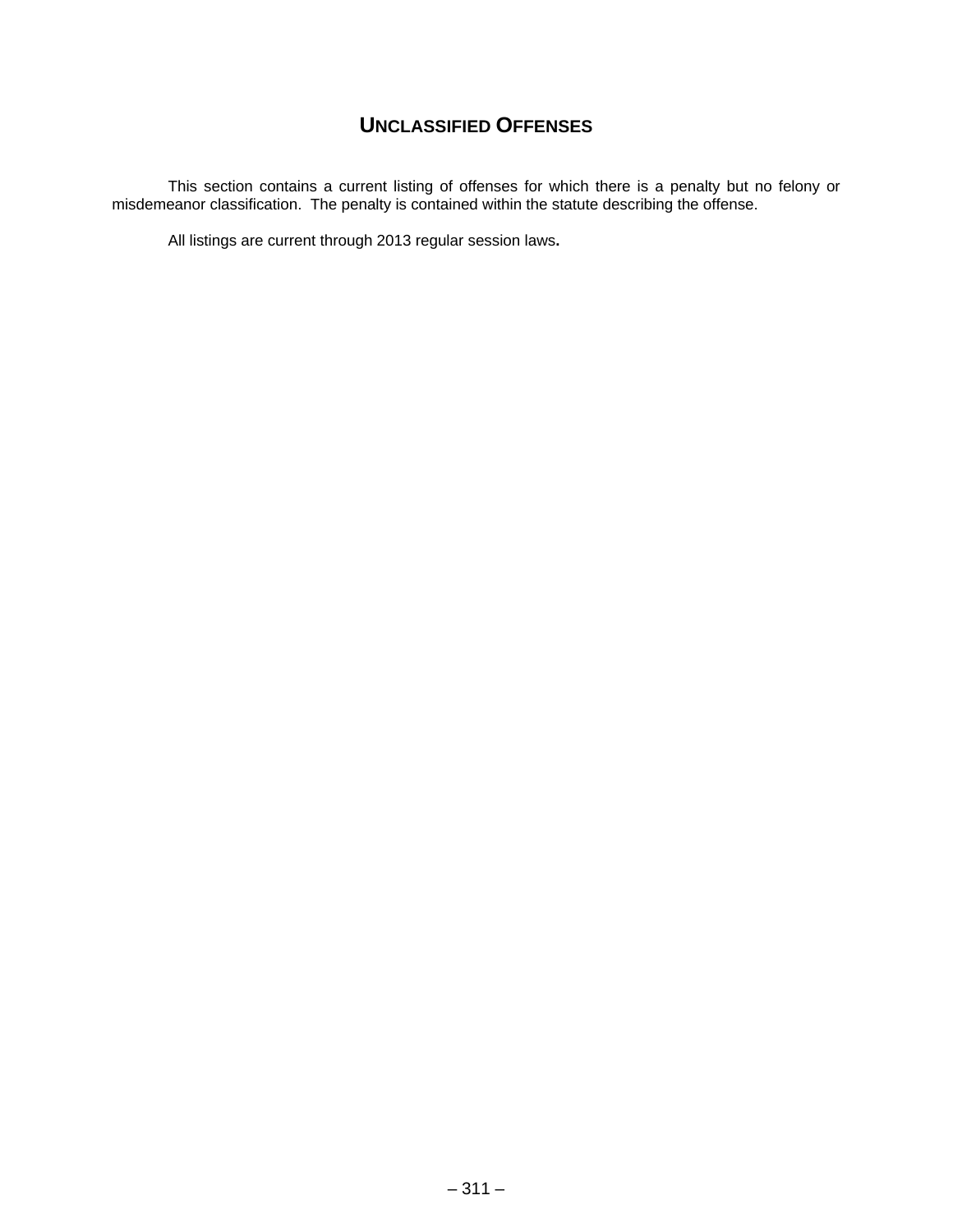# UNCLASSIFIED OFFENSES

This section contains a current listing of offenses for which there is a penalty but no felony or misdemeanor classification. The penalty is contained within the statute describing the offense.

All listings are current through 2013 regular session laws**.**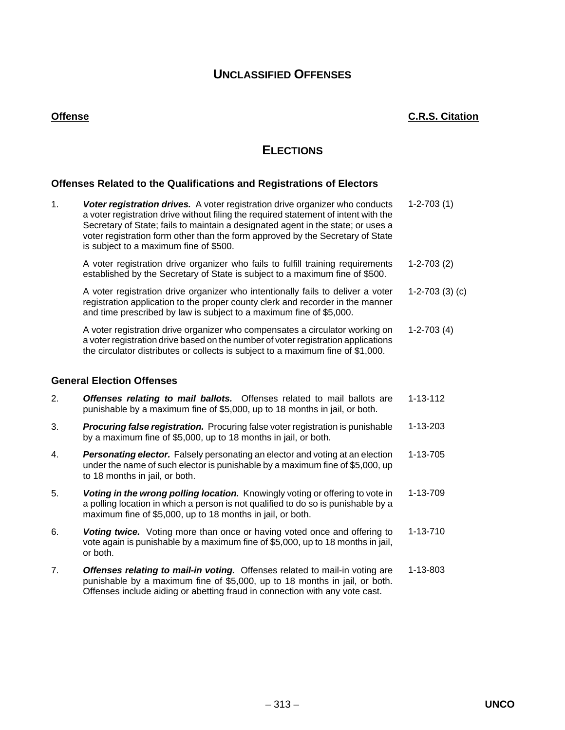# UNCLASSIFIED OFFENSES

| Offense | C.R.S. Citation |
|---|---|

## ELECTIONS

### Offenses Related to the Qualifications and Registrations of Electors

| | Offense | C.R.S. Citation |
|---|---|---|
| 1. | ***Voter registration drives.*** A voter registration drive organizer who conducts a voter registration drive without filing the required statement of intent with the Secretary of State; fails to maintain a designated agent in the state; or uses a voter registration form other than the form approved by the Secretary of State is subject to a maximum fine of $500. | 1-2-703 (1) |
| | A voter registration drive organizer who fails to fulfill training requirements established by the Secretary of State is subject to a maximum fine of $500. | 1-2-703 (2) |
| | A voter registration drive organizer who intentionally fails to deliver a voter registration application to the proper county clerk and recorder in the manner and time prescribed by law is subject to a maximum fine of $5,000. | 1-2-703 (3) (c) |
| | A voter registration drive organizer who compensates a circulator working on a voter registration drive based on the number of voter registration applications the circulator distributes or collects is subject to a maximum fine of $1,000. | 1-2-703 (4) |

### General Election Offenses

| | Offense | C.R.S. Citation |
|---|---|---|
| 2. | ***Offenses relating to mail ballots.*** Offenses related to mail ballots are punishable by a maximum fine of $5,000, up to 18 months in jail, or both. | 1-13-112 |
| 3. | ***Procuring false registration.*** Procuring false voter registration is punishable by a maximum fine of $5,000, up to 18 months in jail, or both. | 1-13-203 |
| 4. | ***Personating elector.*** Falsely personating an elector and voting at an election under the name of such elector is punishable by a maximum fine of $5,000, up to 18 months in jail, or both. | 1-13-705 |
| 5. | ***Voting in the wrong polling location.*** Knowingly voting or offering to vote in a polling location in which a person is not qualified to do so is punishable by a maximum fine of $5,000, up to 18 months in jail, or both. | 1-13-709 |
| 6. | ***Voting twice.*** Voting more than once or having voted once and offering to vote again is punishable by a maximum fine of $5,000, up to 18 months in jail, or both. | 1-13-710 |
| 7. | ***Offenses relating to mail-in voting.*** Offenses related to mail-in voting are punishable by a maximum fine of $5,000, up to 18 months in jail, or both. Offenses include aiding or abetting fraud in connection with any vote cast. | 1-13-803 |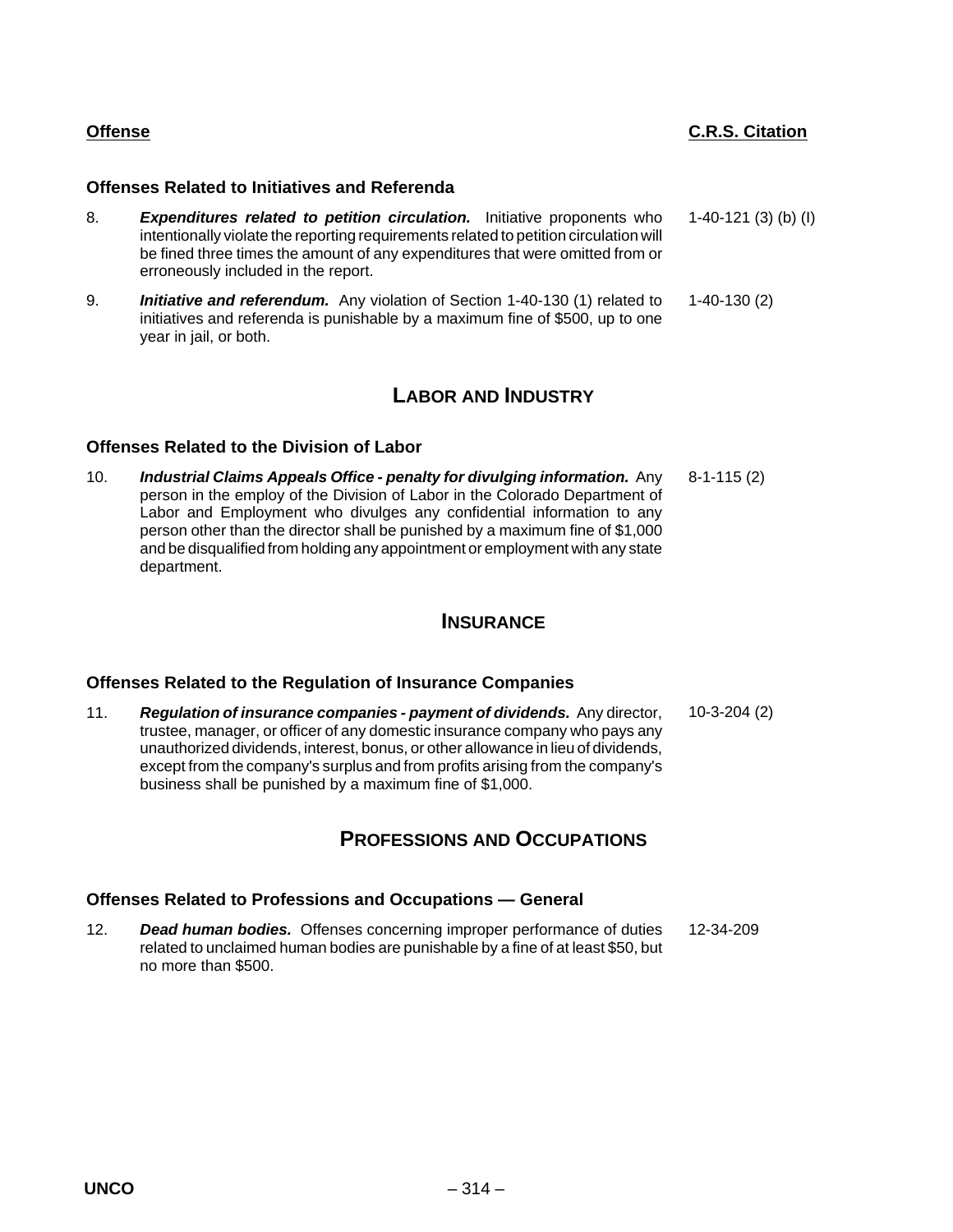| Offense | C.R.S. Citation |
|---|---|

### Offenses Related to Initiatives and Referenda

| | | |
|---|---|---|
| 8. | ***Expenditures related to petition circulation.*** Initiative proponents who intentionally violate the reporting requirements related to petition circulation will be fined three times the amount of any expenditures that were omitted from or erroneously included in the report. | 1-40-121 (3) (b) (I) |
| 9. | ***Initiative and referendum.*** Any violation of Section 1-40-130 (1) related to initiatives and referenda is punishable by a maximum fine of $500, up to one year in jail, or both. | 1-40-130 (2) |

## LABOR AND INDUSTRY

### Offenses Related to the Division of Labor

| | | |
|---|---|---|
| 10. | ***Industrial Claims Appeals Office - penalty for divulging information.*** Any person in the employ of the Division of Labor in the Colorado Department of Labor and Employment who divulges any confidential information to any person other than the director shall be punished by a maximum fine of $1,000 and be disqualified from holding any appointment or employment with any state department. | 8-1-115 (2) |

## INSURANCE

### Offenses Related to the Regulation of Insurance Companies

| | | |
|---|---|---|
| 11. | ***Regulation of insurance companies - payment of dividends.*** Any director, trustee, manager, or officer of any domestic insurance company who pays any unauthorized dividends, interest, bonus, or other allowance in lieu of dividends, except from the company's surplus and from profits arising from the company's business shall be punished by a maximum fine of $1,000. | 10-3-204 (2) |

## PROFESSIONS AND OCCUPATIONS

### Offenses Related to Professions and Occupations — General

| | | |
|---|---|---|
| 12. | ***Dead human bodies.*** Offenses concerning improper performance of duties related to unclaimed human bodies are punishable by a fine of at least $50, but no more than $500. | 12-34-209 |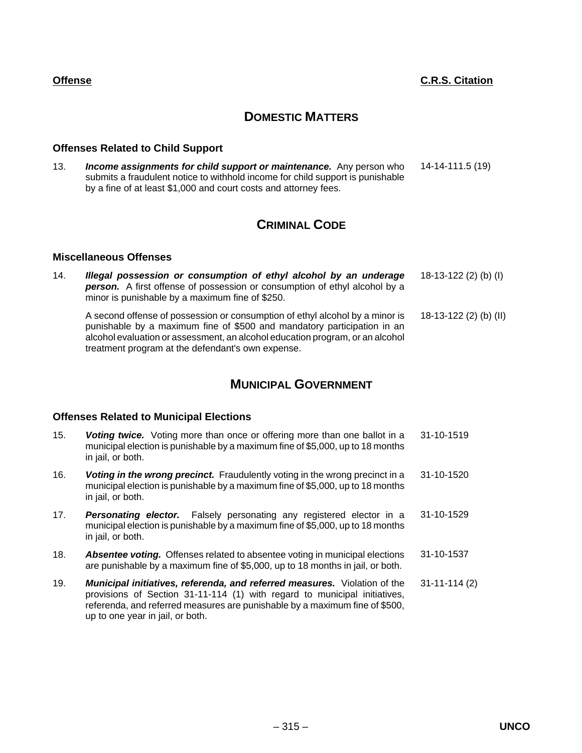| Offense | C.R.S. Citation |
|---|---|

## DOMESTIC MATTERS

### Offenses Related to Child Support

| | | |
|---|---|---|
| 13. | ***Income assignments for child support or maintenance.*** Any person who submits a fraudulent notice to withhold income for child support is punishable by a fine of at least $1,000 and court costs and attorney fees. | 14-14-111.5 (19) |

## CRIMINAL CODE

### Miscellaneous Offenses

| | | |
|---|---|---|
| 14. | ***Illegal possession or consumption of ethyl alcohol by an underage person.*** A first offense of possession or consumption of ethyl alcohol by a minor is punishable by a maximum fine of $250. | 18-13-122 (2) (b) (I) |
| | A second offense of possession or consumption of ethyl alcohol by a minor is punishable by a maximum fine of $500 and mandatory participation in an alcohol evaluation or assessment, an alcohol education program, or an alcohol treatment program at the defendant's own expense. | 18-13-122 (2) (b) (II) |

## MUNICIPAL GOVERNMENT

### Offenses Related to Municipal Elections

| | | |
|---|---|---|
| 15. | ***Voting twice.*** Voting more than once or offering more than one ballot in a municipal election is punishable by a maximum fine of $5,000, up to 18 months in jail, or both. | 31-10-1519 |
| 16. | ***Voting in the wrong precinct.*** Fraudulently voting in the wrong precinct in a municipal election is punishable by a maximum fine of $5,000, up to 18 months in jail, or both. | 31-10-1520 |
| 17. | ***Personating elector.*** Falsely personating any registered elector in a municipal election is punishable by a maximum fine of $5,000, up to 18 months in jail, or both. | 31-10-1529 |
| 18. | ***Absentee voting.*** Offenses related to absentee voting in municipal elections are punishable by a maximum fine of $5,000, up to 18 months in jail, or both. | 31-10-1537 |
| 19. | ***Municipal initiatives, referenda, and referred measures.*** Violation of the provisions of Section 31-11-114 (1) with regard to municipal initiatives, referenda, and referred measures are punishable by a maximum fine of $500, up to one year in jail, or both. | 31-11-114 (2) |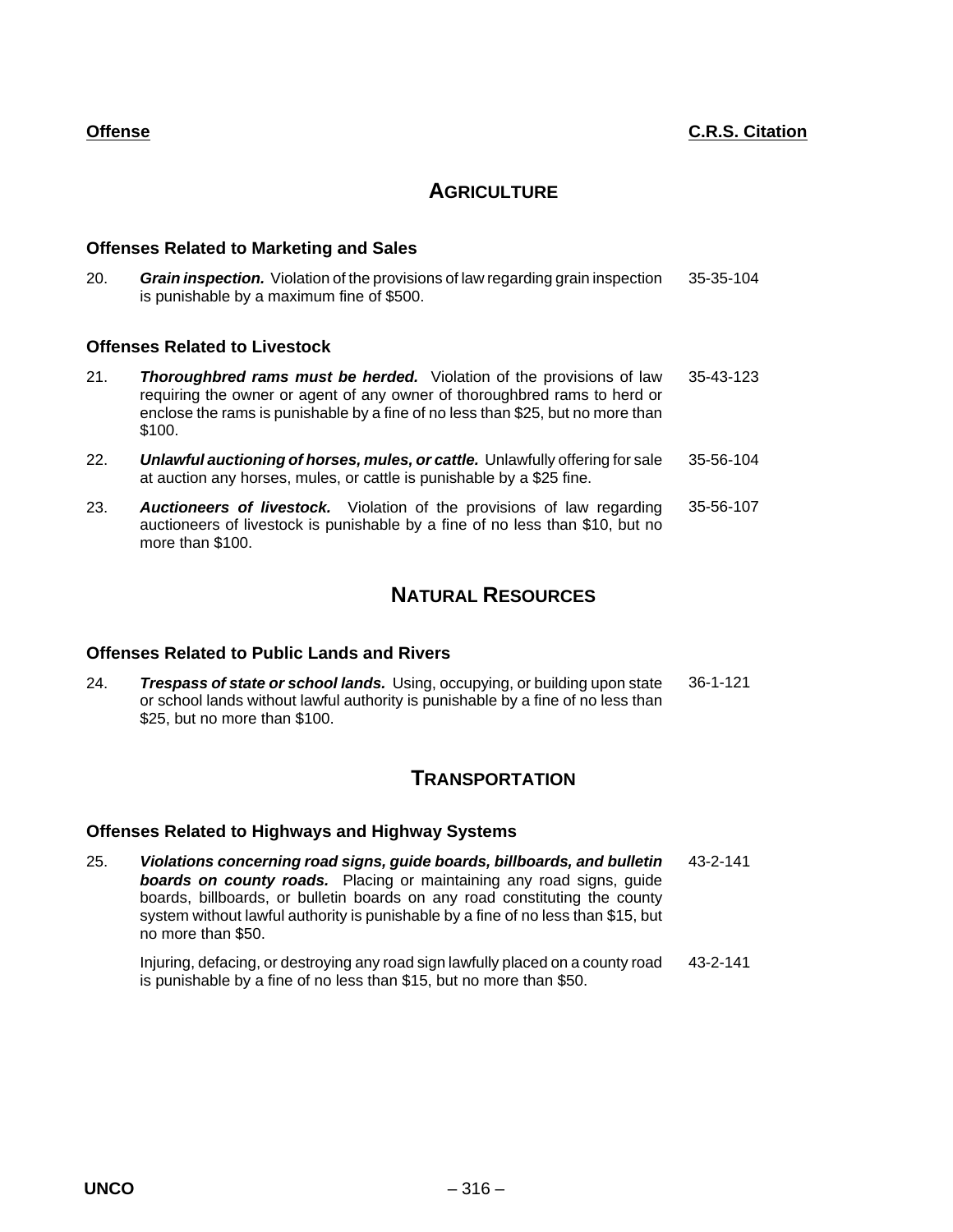| Offense | C.R.S. Citation |
|---|---|

## AGRICULTURE

### Offenses Related to Marketing and Sales

| | | |
|---|---|---|
| 20. | ***Grain inspection.*** Violation of the provisions of law regarding grain inspection is punishable by a maximum fine of $500. | 35-35-104 |

### Offenses Related to Livestock

| | | |
|---|---|---|
| 21. | ***Thoroughbred rams must be herded.*** Violation of the provisions of law requiring the owner or agent of any owner of thoroughbred rams to herd or enclose the rams is punishable by a fine of no less than $25, but no more than $100. | 35-43-123 |
| 22. | ***Unlawful auctioning of horses, mules, or cattle.*** Unlawfully offering for sale at auction any horses, mules, or cattle is punishable by a $25 fine. | 35-56-104 |
| 23. | ***Auctioneers of livestock.*** Violation of the provisions of law regarding auctioneers of livestock is punishable by a fine of no less than $10, but no more than $100. | 35-56-107 |

## NATURAL RESOURCES

### Offenses Related to Public Lands and Rivers

| | | |
|---|---|---|
| 24. | ***Trespass of state or school lands.*** Using, occupying, or building upon state or school lands without lawful authority is punishable by a fine of no less than $25, but no more than $100. | 36-1-121 |

## TRANSPORTATION

### Offenses Related to Highways and Highway Systems

| | | |
|---|---|---|
| 25. | ***Violations concerning road signs, guide boards, billboards, and bulletin boards on county roads.*** Placing or maintaining any road signs, guide boards, billboards, or bulletin boards on any road constituting the county system without lawful authority is punishable by a fine of no less than $15, but no more than $50. | 43-2-141 |
| | Injuring, defacing, or destroying any road sign lawfully placed on a county road is punishable by a fine of no less than $15, but no more than $50. | 43-2-141 |